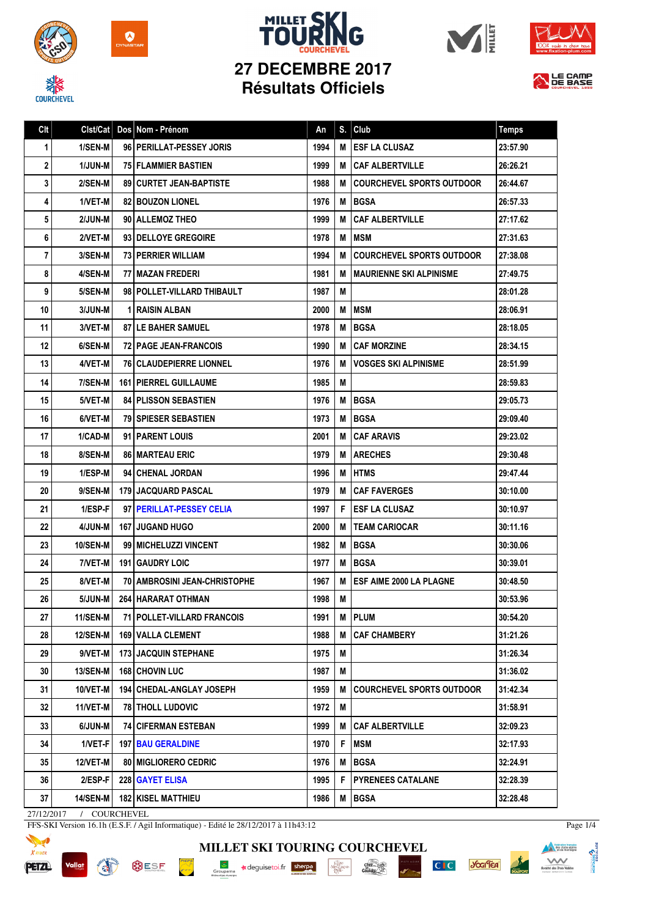# MILLET SKI TOURING COURCHEVEL

## 27 DECEMBRE 2017
## Résultats Officiels

| Clt | Clst/Cat | Dos | Nom - Prénom | An | S. | Club | Temps |
|---|---|---|---|---|---|---|---|
| 1 | 1/SEN-M | 96 | PERILLAT-PESSEY JORIS | 1994 | M | ESF LA CLUSAZ | 23:57.90 |
| 2 | 1/JUN-M | 75 | FLAMMIER BASTIEN | 1999 | M | CAF ALBERTVILLE | 26:26.21 |
| 3 | 2/SEN-M | 89 | CURTET JEAN-BAPTISTE | 1988 | M | COURCHEVEL SPORTS OUTDOOR | 26:44.67 |
| 4 | 1/VET-M | 82 | BOUZON LIONEL | 1976 | M | BGSA | 26:57.33 |
| 5 | 2/JUN-M | 90 | ALLEMOZ THEO | 1999 | M | CAF ALBERTVILLE | 27:17.62 |
| 6 | 2/VET-M | 93 | DELLOYE GREGOIRE | 1978 | M | MSM | 27:31.63 |
| 7 | 3/SEN-M | 73 | PERRIER WILLIAM | 1994 | M | COURCHEVEL SPORTS OUTDOOR | 27:38.08 |
| 8 | 4/SEN-M | 77 | MAZAN FREDERI | 1981 | M | MAURIENNE SKI ALPINISME | 27:49.75 |
| 9 | 5/SEN-M | 98 | POLLET-VILLARD THIBAULT | 1987 | M | | 28:01.28 |
| 10 | 3/JUN-M | 1 | RAISIN ALBAN | 2000 | M | MSM | 28:06.91 |
| 11 | 3/VET-M | 87 | LE BAHER SAMUEL | 1978 | M | BGSA | 28:18.05 |
| 12 | 6/SEN-M | 72 | PAGE JEAN-FRANCOIS | 1990 | M | CAF MORZINE | 28:34.15 |
| 13 | 4/VET-M | 76 | CLAUDEPIERRE LIONNEL | 1976 | M | VOSGES SKI ALPINISME | 28:51.99 |
| 14 | 7/SEN-M | 161 | PIERREL GUILLAUME | 1985 | M | | 28:59.83 |
| 15 | 5/VET-M | 84 | PLISSON SEBASTIEN | 1976 | M | BGSA | 29:05.73 |
| 16 | 6/VET-M | 79 | SPIESER SEBASTIEN | 1973 | M | BGSA | 29:09.40 |
| 17 | 1/CAD-M | 91 | PARENT LOUIS | 2001 | M | CAF ARAVIS | 29:23.02 |
| 18 | 8/SEN-M | 86 | MARTEAU ERIC | 1979 | M | ARECHES | 29:30.48 |
| 19 | 1/ESP-M | 94 | CHENAL JORDAN | 1996 | M | HTMS | 29:47.44 |
| 20 | 9/SEN-M | 179 | JACQUARD PASCAL | 1979 | M | CAF FAVERGES | 30:10.00 |
| 21 | 1/ESP-F | 97 | PERILLAT-PESSEY CELIA | 1997 | F | ESF LA CLUSAZ | 30:10.97 |
| 22 | 4/JUN-M | 167 | JUGAND HUGO | 2000 | M | TEAM CARIOCAR | 30:11.16 |
| 23 | 10/SEN-M | 99 | MICHELUZZI VINCENT | 1982 | M | BGSA | 30:30.06 |
| 24 | 7/VET-M | 191 | GAUDRY LOIC | 1977 | M | BGSA | 30:39.01 |
| 25 | 8/VET-M | 70 | AMBROSINI JEAN-CHRISTOPHE | 1967 | M | ESF AIME 2000 LA PLAGNE | 30:48.50 |
| 26 | 5/JUN-M | 264 | HARARAT OTHMAN | 1998 | M | | 30:53.96 |
| 27 | 11/SEN-M | 71 | POLLET-VILLARD FRANCOIS | 1991 | M | PLUM | 30:54.20 |
| 28 | 12/SEN-M | 169 | VALLA CLEMENT | 1988 | M | CAF CHAMBERY | 31:21.26 |
| 29 | 9/VET-M | 173 | JACQUIN STEPHANE | 1975 | M | | 31:26.34 |
| 30 | 13/SEN-M | 168 | CHOVIN LUC | 1987 | M | | 31:36.02 |
| 31 | 10/VET-M | 194 | CHEDAL-ANGLAY JOSEPH | 1959 | M | COURCHEVEL SPORTS OUTDOOR | 31:42.34 |
| 32 | 11/VET-M | 78 | THOLL LUDOVIC | 1972 | M | | 31:58.91 |
| 33 | 6/JUN-M | 74 | CIFERMAN ESTEBAN | 1999 | M | CAF ALBERTVILLE | 32:09.23 |
| 34 | 1/VET-F | 197 | BAU GERALDINE | 1970 | F | MSM | 32:17.93 |
| 35 | 12/VET-M | 80 | MIGLIORERO CEDRIC | 1976 | M | BGSA | 32:24.91 |
| 36 | 2/ESP-F | 228 | GAYET ELISA | 1995 | F | PYRENEES CATALANE | 32:28.39 |
| 37 | 14/SEN-M | 182 | KISEL MATTHIEU | 1986 | M | BGSA | 32:28.48 |

27/12/2017 / COURCHEVEL

FFS-SKI Version 16.1h (E.S.F. / Agil Informatique) - Edité le 28/12/2017 à 11h43:12

MILLET SKI TOURING COURCHEVEL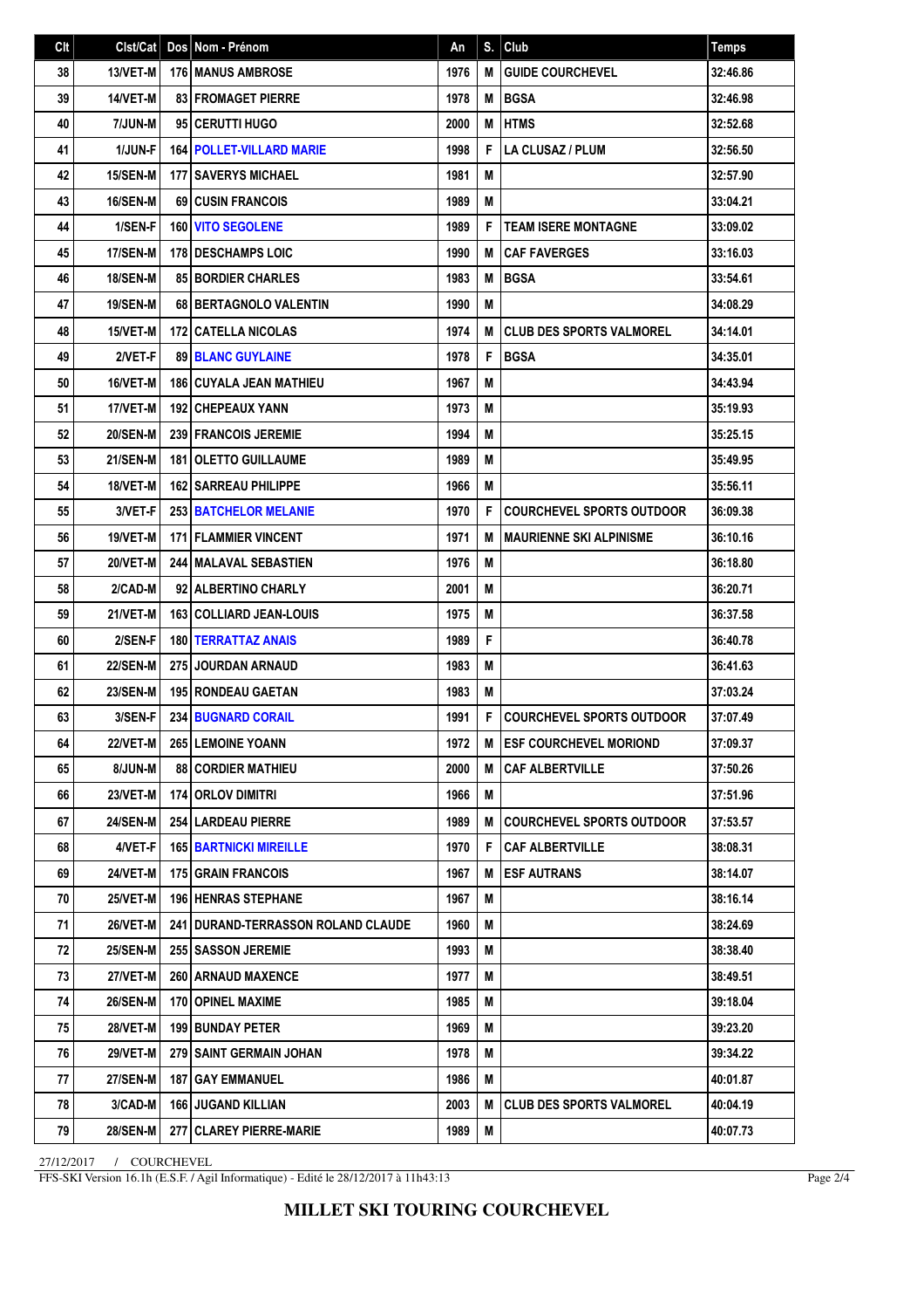| Clt | Clst/Cat | Dos | Nom - Prénom | An | S. | Club | Temps |
|---|---|---|---|---|---|---|---|
| 38 | 13/VET-M | 176 | MANUS AMBROSE | 1976 | M | GUIDE COURCHEVEL | 32:46.86 |
| 39 | 14/VET-M | 83 | FROMAGET PIERRE | 1978 | M | BGSA | 32:46.98 |
| 40 | 7/JUN-M | 95 | CERUTTI HUGO | 2000 | M | HTMS | 32:52.68 |
| 41 | 1/JUN-F | 164 | POLLET-VILLARD MARIE | 1998 | F | LA CLUSAZ / PLUM | 32:56.50 |
| 42 | 15/SEN-M | 177 | SAVERYS MICHAEL | 1981 | M | | 32:57.90 |
| 43 | 16/SEN-M | 69 | CUSIN FRANCOIS | 1989 | M | | 33:04.21 |
| 44 | 1/SEN-F | 160 | VITO SEGOLENE | 1989 | F | TEAM ISERE MONTAGNE | 33:09.02 |
| 45 | 17/SEN-M | 178 | DESCHAMPS LOIC | 1990 | M | CAF FAVERGES | 33:16.03 |
| 46 | 18/SEN-M | 85 | BORDIER CHARLES | 1983 | M | BGSA | 33:54.61 |
| 47 | 19/SEN-M | 68 | BERTAGNOLO VALENTIN | 1990 | M | | 34:08.29 |
| 48 | 15/VET-M | 172 | CATELLA NICOLAS | 1974 | M | CLUB DES SPORTS VALMOREL | 34:14.01 |
| 49 | 2/VET-F | 89 | BLANC GUYLAINE | 1978 | F | BGSA | 34:35.01 |
| 50 | 16/VET-M | 186 | CUYALA JEAN MATHIEU | 1967 | M | | 34:43.94 |
| 51 | 17/VET-M | 192 | CHEPEAUX YANN | 1973 | M | | 35:19.93 |
| 52 | 20/SEN-M | 239 | FRANCOIS JEREMIE | 1994 | M | | 35:25.15 |
| 53 | 21/SEN-M | 181 | OLETTO GUILLAUME | 1989 | M | | 35:49.95 |
| 54 | 18/VET-M | 162 | SARREAU PHILIPPE | 1966 | M | | 35:56.11 |
| 55 | 3/VET-F | 253 | BATCHELOR MELANIE | 1970 | F | COURCHEVEL SPORTS OUTDOOR | 36:09.38 |
| 56 | 19/VET-M | 171 | FLAMMIER VINCENT | 1971 | M | MAURIENNE SKI ALPINISME | 36:10.16 |
| 57 | 20/VET-M | 244 | MALAVAL SEBASTIEN | 1976 | M | | 36:18.80 |
| 58 | 2/CAD-M | 92 | ALBERTINO CHARLY | 2001 | M | | 36:20.71 |
| 59 | 21/VET-M | 163 | COLLIARD JEAN-LOUIS | 1975 | M | | 36:37.58 |
| 60 | 2/SEN-F | 180 | TERRATTAZ ANAIS | 1989 | F | | 36:40.78 |
| 61 | 22/SEN-M | 275 | JOURDAN ARNAUD | 1983 | M | | 36:41.63 |
| 62 | 23/SEN-M | 195 | RONDEAU GAETAN | 1983 | M | | 37:03.24 |
| 63 | 3/SEN-F | 234 | BUGNARD CORAIL | 1991 | F | COURCHEVEL SPORTS OUTDOOR | 37:07.49 |
| 64 | 22/VET-M | 265 | LEMOINE YOANN | 1972 | M | ESF COURCHEVEL MORIOND | 37:09.37 |
| 65 | 8/JUN-M | 88 | CORDIER MATHIEU | 2000 | M | CAF ALBERTVILLE | 37:50.26 |
| 66 | 23/VET-M | 174 | ORLOV DIMITRI | 1966 | M | | 37:51.96 |
| 67 | 24/SEN-M | 254 | LARDEAU PIERRE | 1989 | M | COURCHEVEL SPORTS OUTDOOR | 37:53.57 |
| 68 | 4/VET-F | 165 | BARTNICKI MIREILLE | 1970 | F | CAF ALBERTVILLE | 38:08.31 |
| 69 | 24/VET-M | 175 | GRAIN FRANCOIS | 1967 | M | ESF AUTRANS | 38:14.07 |
| 70 | 25/VET-M | 196 | HENRAS STEPHANE | 1967 | M | | 38:16.14 |
| 71 | 26/VET-M | 241 | DURAND-TERRASSON ROLAND CLAUDE | 1960 | M | | 38:24.69 |
| 72 | 25/SEN-M | 255 | SASSON JEREMIE | 1993 | M | | 38:38.40 |
| 73 | 27/VET-M | 260 | ARNAUD MAXENCE | 1977 | M | | 38:49.51 |
| 74 | 26/SEN-M | 170 | OPINEL MAXIME | 1985 | M | | 39:18.04 |
| 75 | 28/VET-M | 199 | BUNDAY PETER | 1969 | M | | 39:23.20 |
| 76 | 29/VET-M | 279 | SAINT GERMAIN JOHAN | 1978 | M | | 39:34.22 |
| 77 | 27/SEN-M | 187 | GAY EMMANUEL | 1986 | M | | 40:01.87 |
| 78 | 3/CAD-M | 166 | JUGAND KILLIAN | 2003 | M | CLUB DES SPORTS VALMOREL | 40:04.19 |
| 79 | 28/SEN-M | 277 | CLAREY PIERRE-MARIE | 1989 | M | | 40:07.73 |

27/12/2017 / COURCHEVEL

FFS-SKI Version 16.1h (E.S.F. / Agil Informatique) - Edité le 28/12/2017 à 11h43:13

**MILLET SKI TOURING COURCHEVEL**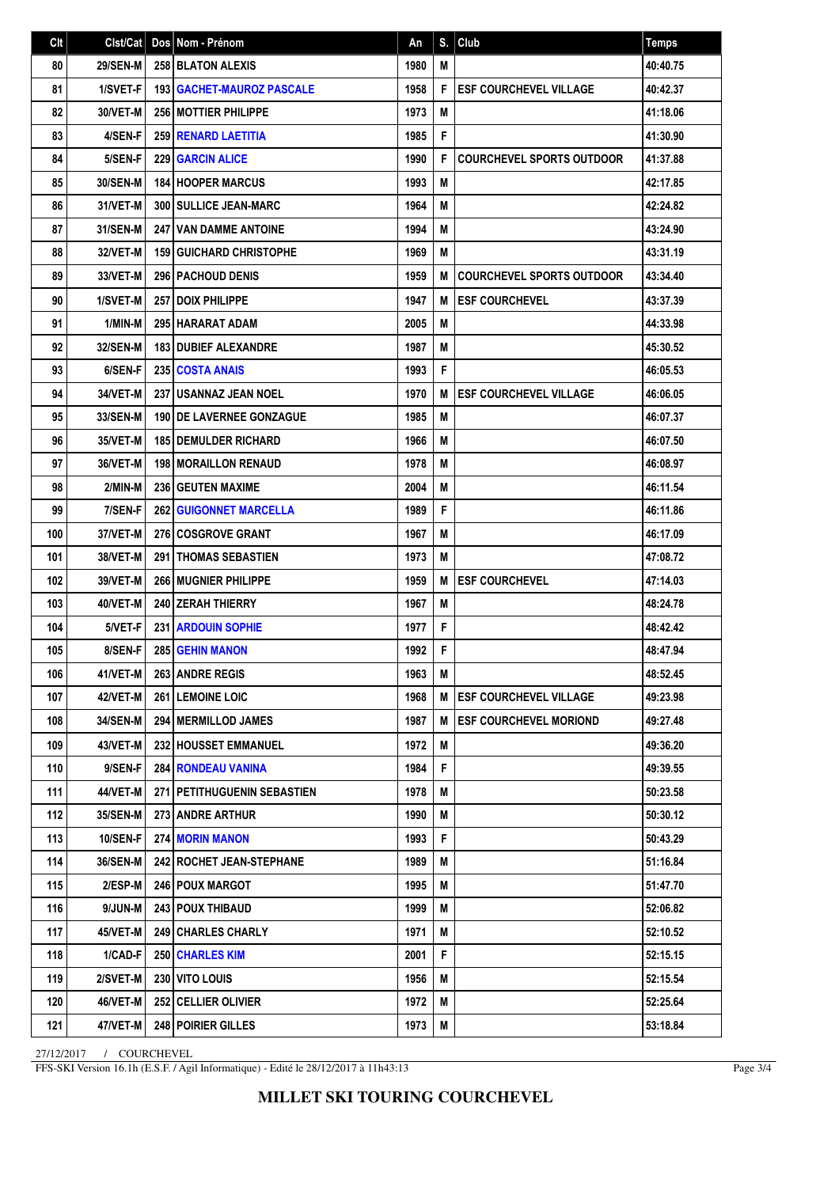| Clt | Clst/Cat | Dos | Nom - Prénom | An | S. | Club | Temps |
|---|---|---|---|---|---|---|---|
| 80 | 29/SEN-M | 258 | BLATON ALEXIS | 1980 | M | | 40:40.75 |
| 81 | 1/SVET-F | 193 | GACHET-MAUROZ PASCALE | 1958 | F | ESF COURCHEVEL VILLAGE | 40:42.37 |
| 82 | 30/VET-M | 256 | MOTTIER PHILIPPE | 1973 | M | | 41:18.06 |
| 83 | 4/SEN-F | 259 | RENARD LAETITIA | 1985 | F | | 41:30.90 |
| 84 | 5/SEN-F | 229 | GARCIN ALICE | 1990 | F | COURCHEVEL SPORTS OUTDOOR | 41:37.88 |
| 85 | 30/SEN-M | 184 | HOOPER MARCUS | 1993 | M | | 42:17.85 |
| 86 | 31/VET-M | 300 | SULLICE JEAN-MARC | 1964 | M | | 42:24.82 |
| 87 | 31/SEN-M | 247 | VAN DAMME ANTOINE | 1994 | M | | 43:24.90 |
| 88 | 32/VET-M | 159 | GUICHARD CHRISTOPHE | 1969 | M | | 43:31.19 |
| 89 | 33/VET-M | 296 | PACHOUD DENIS | 1959 | M | COURCHEVEL SPORTS OUTDOOR | 43:34.40 |
| 90 | 1/SVET-M | 257 | DOIX PHILIPPE | 1947 | M | ESF COURCHEVEL | 43:37.39 |
| 91 | 1/MIN-M | 295 | HARARAT ADAM | 2005 | M | | 44:33.98 |
| 92 | 32/SEN-M | 183 | DUBIEF ALEXANDRE | 1987 | M | | 45:30.52 |
| 93 | 6/SEN-F | 235 | COSTA ANAIS | 1993 | F | | 46:05.53 |
| 94 | 34/VET-M | 237 | USANNAZ JEAN NOEL | 1970 | M | ESF COURCHEVEL VILLAGE | 46:06.05 |
| 95 | 33/SEN-M | 190 | DE LAVERNEE GONZAGUE | 1985 | M | | 46:07.37 |
| 96 | 35/VET-M | 185 | DEMULDER RICHARD | 1966 | M | | 46:07.50 |
| 97 | 36/VET-M | 198 | MORAILLON RENAUD | 1978 | M | | 46:08.97 |
| 98 | 2/MIN-M | 236 | GEUTEN MAXIME | 2004 | M | | 46:11.54 |
| 99 | 7/SEN-F | 262 | GUIGONNET MARCELLA | 1989 | F | | 46:11.86 |
| 100 | 37/VET-M | 276 | COSGROVE GRANT | 1967 | M | | 46:17.09 |
| 101 | 38/VET-M | 291 | THOMAS SEBASTIEN | 1973 | M | | 47:08.72 |
| 102 | 39/VET-M | 266 | MUGNIER PHILIPPE | 1959 | M | ESF COURCHEVEL | 47:14.03 |
| 103 | 40/VET-M | 240 | ZERAH THIERRY | 1967 | M | | 48:24.78 |
| 104 | 5/VET-F | 231 | ARDOUIN SOPHIE | 1977 | F | | 48:42.42 |
| 105 | 8/SEN-F | 285 | GEHIN MANON | 1992 | F | | 48:47.94 |
| 106 | 41/VET-M | 263 | ANDRE REGIS | 1963 | M | | 48:52.45 |
| 107 | 42/VET-M | 261 | LEMOINE LOIC | 1968 | M | ESF COURCHEVEL VILLAGE | 49:23.98 |
| 108 | 34/SEN-M | 294 | MERMILLOD JAMES | 1987 | M | ESF COURCHEVEL MORIOND | 49:27.48 |
| 109 | 43/VET-M | 232 | HOUSSET EMMANUEL | 1972 | M | | 49:36.20 |
| 110 | 9/SEN-F | 284 | RONDEAU VANINA | 1984 | F | | 49:39.55 |
| 111 | 44/VET-M | 271 | PETITHUGUENIN SEBASTIEN | 1978 | M | | 50:23.58 |
| 112 | 35/SEN-M | 273 | ANDRE ARTHUR | 1990 | M | | 50:30.12 |
| 113 | 10/SEN-F | 274 | MORIN MANON | 1993 | F | | 50:43.29 |
| 114 | 36/SEN-M | 242 | ROCHET JEAN-STEPHANE | 1989 | M | | 51:16.84 |
| 115 | 2/ESP-M | 246 | POUX MARGOT | 1995 | M | | 51:47.70 |
| 116 | 9/JUN-M | 243 | POUX THIBAUD | 1999 | M | | 52:06.82 |
| 117 | 45/VET-M | 249 | CHARLES CHARLY | 1971 | M | | 52:10.52 |
| 118 | 1/CAD-F | 250 | CHARLES KIM | 2001 | F | | 52:15.15 |
| 119 | 2/SVET-M | 230 | VITO LOUIS | 1956 | M | | 52:15.54 |
| 120 | 46/VET-M | 252 | CELLIER OLIVIER | 1972 | M | | 52:25.64 |
| 121 | 47/VET-M | 248 | POIRIER GILLES | 1973 | M | | 53:18.84 |

27/12/2017 / COURCHEVEL

FFS-SKI Version 16.1h (E.S.F. / Agil Informatique) - Edité le 28/12/2017 à 11h43:13

**MILLET SKI TOURING COURCHEVEL**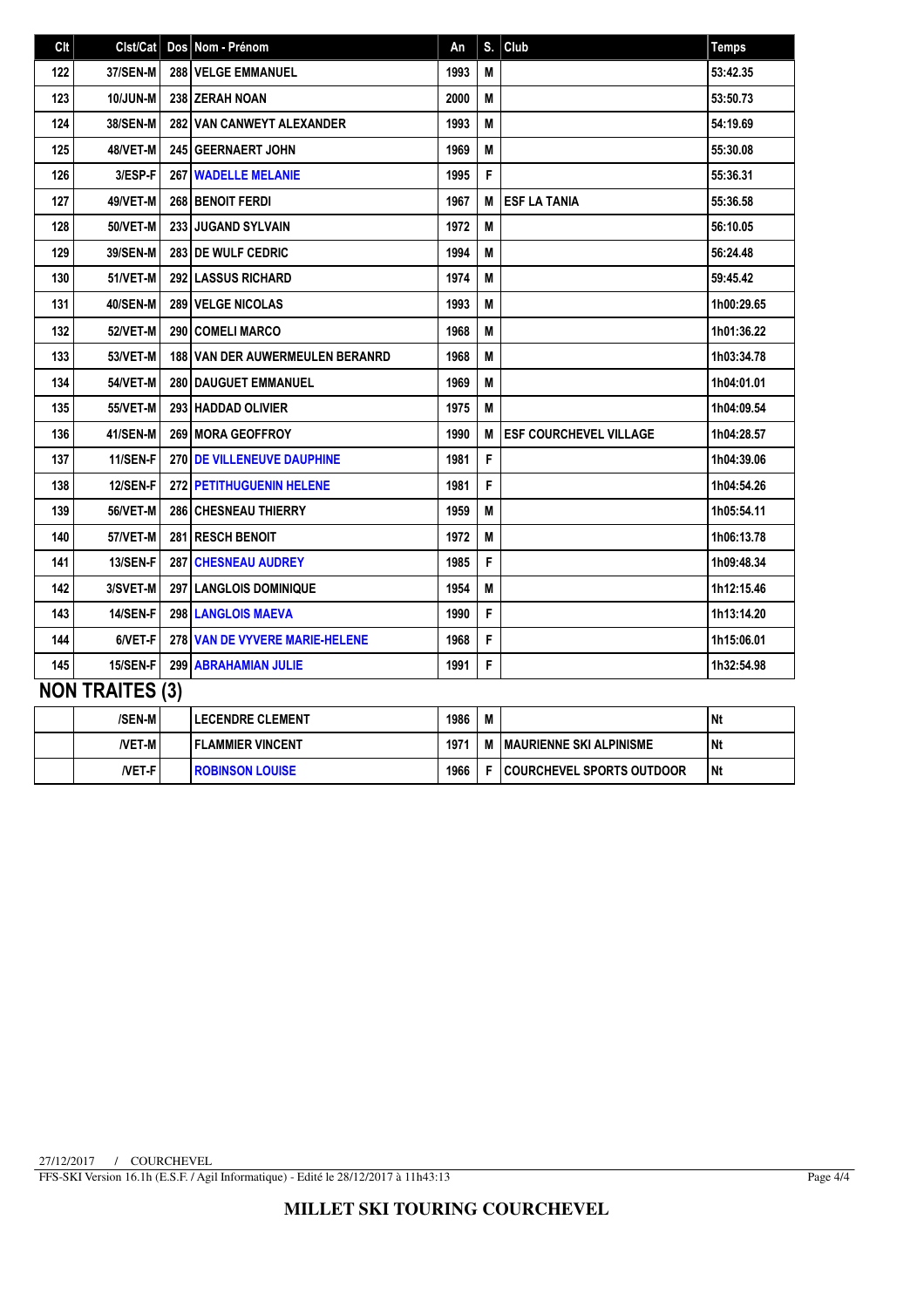| Clt | Clst/Cat | Dos | Nom - Prénom | An | S. | Club | Temps |
|---|---|---|---|---|---|---|---|
| 122 | 37/SEN-M | 288 | VELGE EMMANUEL | 1993 | M | | 53:42.35 |
| 123 | 10/JUN-M | 238 | ZERAH NOAN | 2000 | M | | 53:50.73 |
| 124 | 38/SEN-M | 282 | VAN CANWEYT ALEXANDER | 1993 | M | | 54:19.69 |
| 125 | 48/VET-M | 245 | GEERNAERT JOHN | 1969 | M | | 55:30.08 |
| 126 | 3/ESP-F | 267 | WADELLE MELANIE | 1995 | F | | 55:36.31 |
| 127 | 49/VET-M | 268 | BENOIT FERDI | 1967 | M | ESF LA TANIA | 55:36.58 |
| 128 | 50/VET-M | 233 | JUGAND SYLVAIN | 1972 | M | | 56:10.05 |
| 129 | 39/SEN-M | 283 | DE WULF CEDRIC | 1994 | M | | 56:24.48 |
| 130 | 51/VET-M | 292 | LASSUS RICHARD | 1974 | M | | 59:45.42 |
| 131 | 40/SEN-M | 289 | VELGE NICOLAS | 1993 | M | | 1h00:29.65 |
| 132 | 52/VET-M | 290 | COMELI MARCO | 1968 | M | | 1h01:36.22 |
| 133 | 53/VET-M | 188 | VAN DER AUWERMEULEN BERANRD | 1968 | M | | 1h03:34.78 |
| 134 | 54/VET-M | 280 | DAUGUET EMMANUEL | 1969 | M | | 1h04:01.01 |
| 135 | 55/VET-M | 293 | HADDAD OLIVIER | 1975 | M | | 1h04:09.54 |
| 136 | 41/SEN-M | 269 | MORA GEOFFROY | 1990 | M | ESF COURCHEVEL VILLAGE | 1h04:28.57 |
| 137 | 11/SEN-F | 270 | DE VILLENEUVE DAUPHINE | 1981 | F | | 1h04:39.06 |
| 138 | 12/SEN-F | 272 | PETITHUGUENIN HELENE | 1981 | F | | 1h04:54.26 |
| 139 | 56/VET-M | 286 | CHESNEAU THIERRY | 1959 | M | | 1h05:54.11 |
| 140 | 57/VET-M | 281 | RESCH BENOIT | 1972 | M | | 1h06:13.78 |
| 141 | 13/SEN-F | 287 | CHESNEAU AUDREY | 1985 | F | | 1h09:48.34 |
| 142 | 3/SVET-M | 297 | LANGLOIS DOMINIQUE | 1954 | M | | 1h12:15.46 |
| 143 | 14/SEN-F | 298 | LANGLOIS MAEVA | 1990 | F | | 1h13:14.20 |
| 144 | 6/VET-F | 278 | VAN DE VYVERE MARIE-HELENE | 1968 | F | | 1h15:06.01 |
| 145 | 15/SEN-F | 299 | ABRAHAMIAN JULIE | 1991 | F | | 1h32:54.98 |

## NON TRAITES (3)

| | | | | | | | |
|---|---|---|---|---|---|---|---|
| | /SEN-M | | LECENDRE CLEMENT | 1986 | M | | Nt |
| | /VET-M | | FLAMMIER VINCENT | 1971 | M | MAURIENNE SKI ALPINISME | Nt |
| | /VET-F | | ROBINSON LOUISE | 1966 | F | COURCHEVEL SPORTS OUTDOOR | Nt |

27/12/2017 / COURCHEVEL

FFS-SKI Version 16.1h (E.S.F. / Agil Informatique) - Edité le 28/12/2017 à 11h43:13

**MILLET SKI TOURING COURCHEVEL**